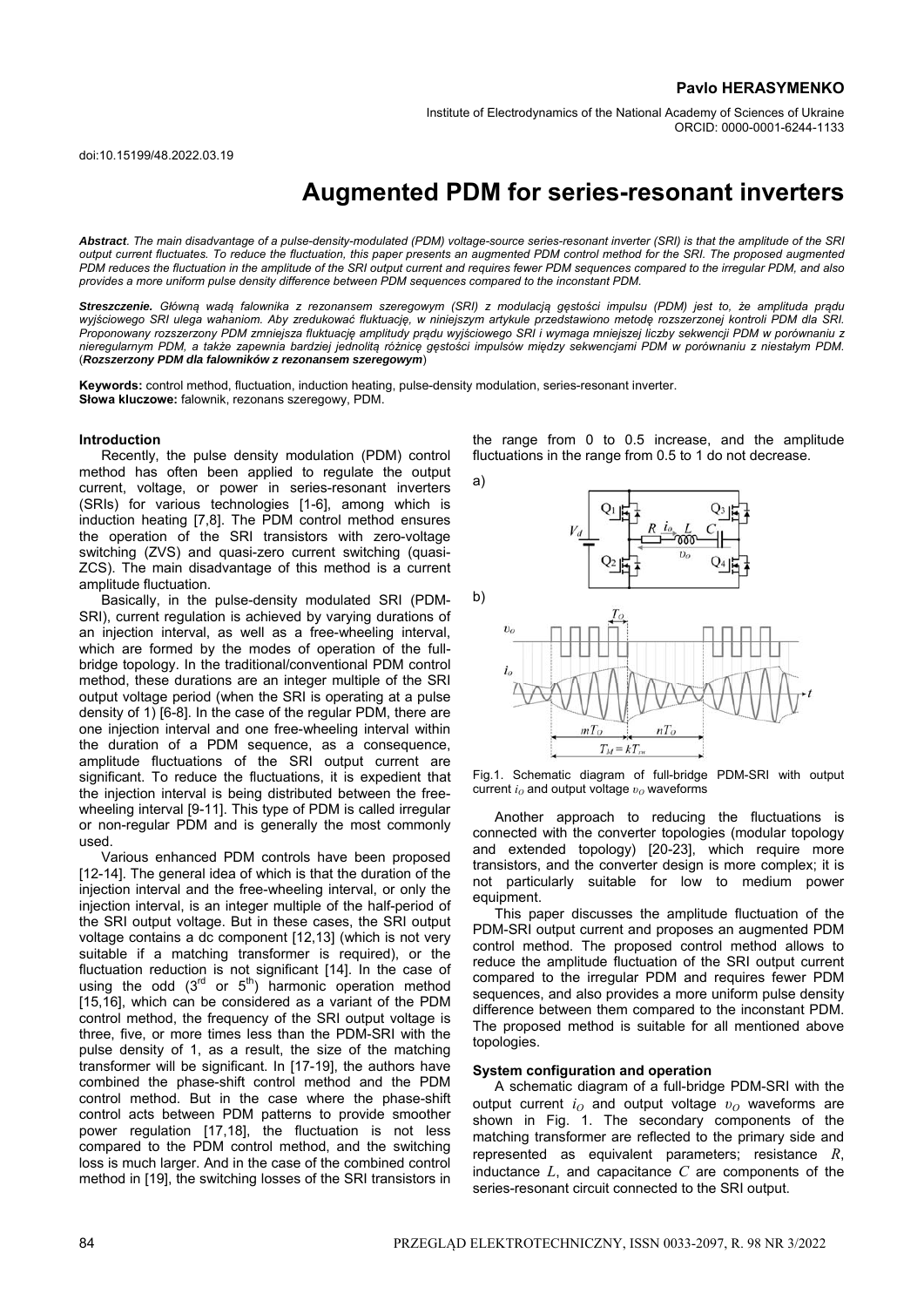**Pavlo HERASYMENKO**

Institute of Electrodynamics of the National Academy of Sciences of Ukraine
ORCID: 0000-0001-6244-1133

doi:10.15199/48.2022.03.19

# Augmented PDM for series-resonant inverters

***Abstract**. The main disadvantage of a pulse-density-modulated (PDM) voltage-source series-resonant inverter (SRI) is that the amplitude of the SRI output current fluctuates. To reduce the fluctuation, this paper presents an augmented PDM control method for the SRI. The proposed augmented PDM reduces the fluctuation in the amplitude of the SRI output current and requires fewer PDM sequences compared to the irregular PDM, and also provides a more uniform pulse density difference between PDM sequences compared to the inconstant PDM.*

***Streszczenie.** Główną wadą falownika z rezonansem szeregowym (SRI) z modulacją gęstości impulsu (PDM) jest to, że amplituda prądu wyjściowego SRI ulega wahaniom. Aby zredukować fluktuację, w niniejszym artykule przedstawiono metodę rozszerzonej kontroli PDM dla SRI. Proponowany rozszerzony PDM zmniejsza fluktuację amplitudy prądu wyjściowego SRI i wymaga mniejszej liczby sekwencji PDM w porównaniu z nieregularnym PDM, a także zapewnia bardziej jednolitą różnicę gęstości impulsów między sekwencjami PDM w porównaniu z niestałym PDM.* (***Rozszerzony PDM dla falowników z rezonansem szeregowym***)

**Keywords:** control method, fluctuation, induction heating, pulse-density modulation, series-resonant inverter.
**Słowa kluczowe:** falownik, rezonans szeregowy, PDM.

### Introduction

Recently, the pulse density modulation (PDM) control method has often been applied to regulate the output current, voltage, or power in series-resonant inverters (SRIs) for various technologies [1-6], among which is induction heating [7,8]. The PDM control method ensures the operation of the SRI transistors with zero-voltage switching (ZVS) and quasi-zero current switching (quasi-ZCS). The main disadvantage of this method is a current amplitude fluctuation.

Basically, in the pulse-density modulated SRI (PDM-SRI), current regulation is achieved by varying durations of an injection interval, as well as a free-wheeling interval, which are formed by the modes of operation of the full-bridge topology. In the traditional/conventional PDM control method, these durations are an integer multiple of the SRI output voltage period (when the SRI is operating at a pulse density of 1) [6-8]. In the case of the regular PDM, there are one injection interval and one free-wheeling interval within the duration of a PDM sequence, as a consequence, amplitude fluctuations of the SRI output current are significant. To reduce the fluctuations, it is expedient that the injection interval is being distributed between the free-wheeling interval [9-11]. This type of PDM is called irregular or non-regular PDM and is generally the most commonly used.

Various enhanced PDM controls have been proposed [12-14]. The general idea of which is that the duration of the injection interval and the free-wheeling interval, or only the injection interval, is an integer multiple of the half-period of the SRI output voltage. But in these cases, the SRI output voltage contains a dc component [12,13] (which is not very suitable if a matching transformer is required), or the fluctuation reduction is not significant [14]. In the case of using the odd (3rd or 5th) harmonic operation method [15,16], which can be considered as a variant of the PDM control method, the frequency of the SRI output voltage is three, five, or more times less than the PDM-SRI with the pulse density of 1, as a result, the size of the matching transformer will be significant. In [17-19], the authors have combined the phase-shift control method and the PDM control method. But in the case where the phase-shift control acts between PDM patterns to provide smoother power regulation [17,18], the fluctuation is not less compared to the PDM control method, and the switching loss is much larger. And in the case of the combined control method in [19], the switching losses of the SRI transistors in the range from 0 to 0.5 increase, and the amplitude fluctuations in the range from 0.5 to 1 do not decrease.

Fig.1. Schematic diagram of full-bridge PDM-SRI with output current $i_O$ and output voltage $\upsilon_O$ waveforms

Another approach to reducing the fluctuations is connected with the converter topologies (modular topology and extended topology) [20-23], which require more transistors, and the converter design is more complex; it is not particularly suitable for low to medium power equipment.

This paper discusses the amplitude fluctuation of the PDM-SRI output current and proposes an augmented PDM control method. The proposed control method allows to reduce the amplitude fluctuation of the SRI output current compared to the irregular PDM and requires fewer PDM sequences, and also provides a more uniform pulse density difference between them compared to the inconstant PDM. The proposed method is suitable for all mentioned above topologies.

### System configuration and operation

A schematic diagram of a full-bridge PDM-SRI with the output current $i_O$ and output voltage $\upsilon_O$ waveforms are shown in Fig. 1. The secondary components of the matching transformer are reflected to the primary side and represented as equivalent parameters; resistance $R$, inductance $L$, and capacitance $C$ are components of the series-resonant circuit connected to the SRI output.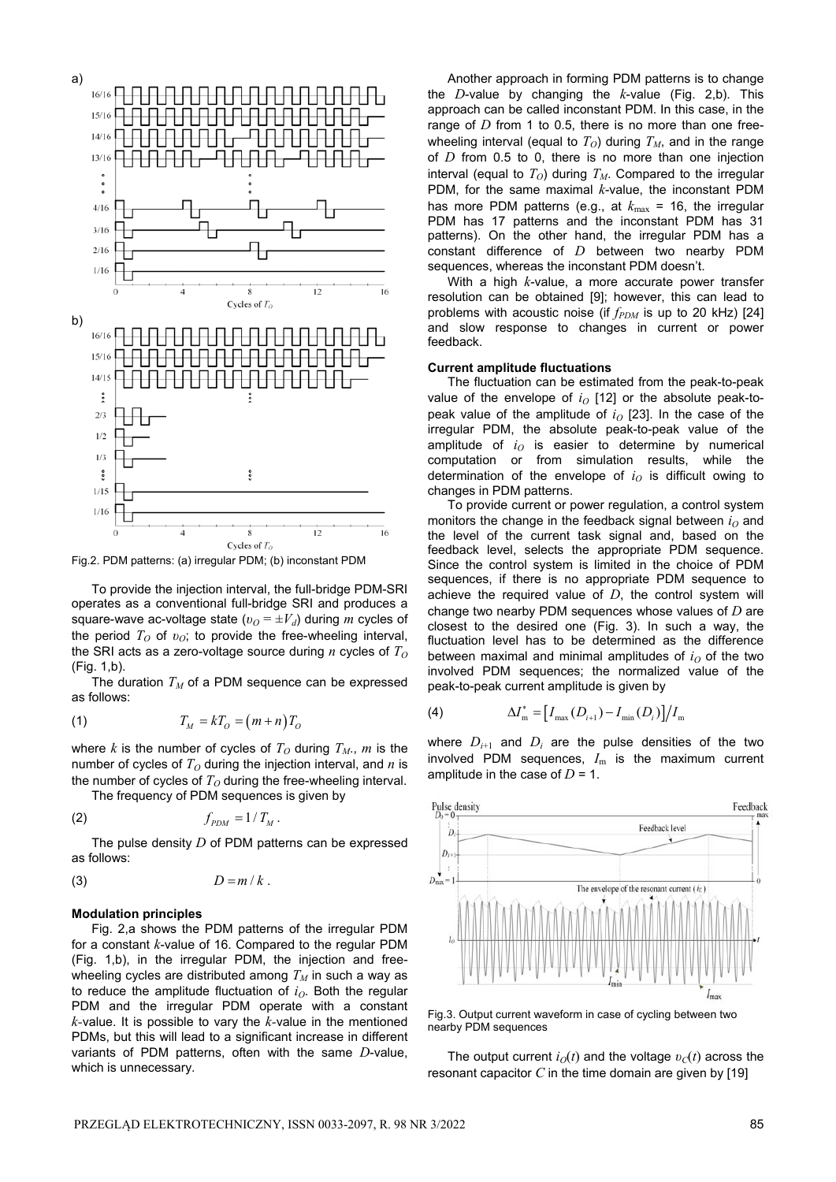Fig.2. PDM patterns: (a) irregular PDM; (b) inconstant PDM

To provide the injection interval, the full-bridge PDM-SRI operates as a conventional full-bridge SRI and produces a square-wave ac-voltage state ($\upsilon_O = \pm V_d$) during $m$ cycles of the period $T_O$ of $\upsilon_O$; to provide the free-wheeling interval, the SRI acts as a zero-voltage source during $n$ cycles of $T_O$ (Fig. 1,b).

The duration $T_M$ of a PDM sequence can be expressed as follows:

$$T_M = kT_O = (m+n)T_O \tag{1}$$

where $k$ is the number of cycles of $T_O$ during $T_M$., $m$ is the number of cycles of $T_O$ during the injection interval, and $n$ is the number of cycles of $T_O$ during the free-wheeling interval.

The frequency of PDM sequences is given by

$$f_{PDM} = 1/T_M . \tag{2}$$

The pulse density $D$ of PDM patterns can be expressed as follows:

$$D = m/k . \tag{3}$$

**Modulation principles**

Fig. 2,a shows the PDM patterns of the irregular PDM for a constant $k$-value of 16. Compared to the regular PDM (Fig. 1,b), in the irregular PDM, the injection and free-wheeling cycles are distributed among $T_M$ in such a way as to reduce the amplitude fluctuation of $i_O$. Both the regular PDM and the irregular PDM operate with a constant $k$-value. It is possible to vary the $k$-value in the mentioned PDMs, but this will lead to a significant increase in different variants of PDM patterns, often with the same $D$-value, which is unnecessary.

Another approach in forming PDM patterns is to change the $D$-value by changing the $k$-value (Fig. 2,b). This approach can be called inconstant PDM. In this case, in the range of $D$ from 1 to 0.5, there is no more than one free-wheeling interval (equal to $T_O$) during $T_M$, and in the range of $D$ from 0.5 to 0, there is no more than one injection interval (equal to $T_O$) during $T_M$. Compared to the irregular PDM, for the same maximal $k$-value, the inconstant PDM has more PDM patterns (e.g., at $k_{max}$ = 16, the irregular PDM has 17 patterns and the inconstant PDM has 31 patterns). On the other hand, the irregular PDM has a constant difference of $D$ between two nearby PDM sequences, whereas the inconstant PDM doesn't.

With a high $k$-value, a more accurate power transfer resolution can be obtained [9]; however, this can lead to problems with acoustic noise (if $f_{PDM}$ is up to 20 kHz) [24] and slow response to changes in current or power feedback.

**Current amplitude fluctuations**

The fluctuation can be estimated from the peak-to-peak value of the envelope of $i_O$ [12] or the absolute peak-to-peak value of the amplitude of $i_O$ [23]. In the case of the irregular PDM, the absolute peak-to-peak value of the amplitude of $i_O$ is easier to determine by numerical computation or from simulation results, while the determination of the envelope of $i_O$ is difficult owing to changes in PDM patterns.

To provide current or power regulation, a control system monitors the change in the feedback signal between $i_O$ and the level of the current task signal and, based on the feedback level, selects the appropriate PDM sequence. Since the control system is limited in the choice of PDM sequences, if there is no appropriate PDM sequence to achieve the required value of $D$, the control system will change two nearby PDM sequences whose values of $D$ are closest to the desired one (Fig. 3). In such a way, the fluctuation level has to be determined as the difference between maximal and minimal amplitudes of $i_O$ of the two involved PDM sequences; the normalized value of the peak-to-peak current amplitude is given by

$$\Delta I_m^* = \left[ I_{max}(D_{i+1}) - I_{min}(D_i) \right] / I_m \tag{4}$$

where $D_{i+1}$ and $D_i$ are the pulse densities of the two involved PDM sequences, $I_m$ is the maximum current amplitude in the case of $D$ = 1.

Fig.3. Output current waveform in case of cycling between two nearby PDM sequences

The output current $i_O(t)$ and the voltage $\upsilon_C(t)$ across the resonant capacitor $C$ in the time domain are given by [19]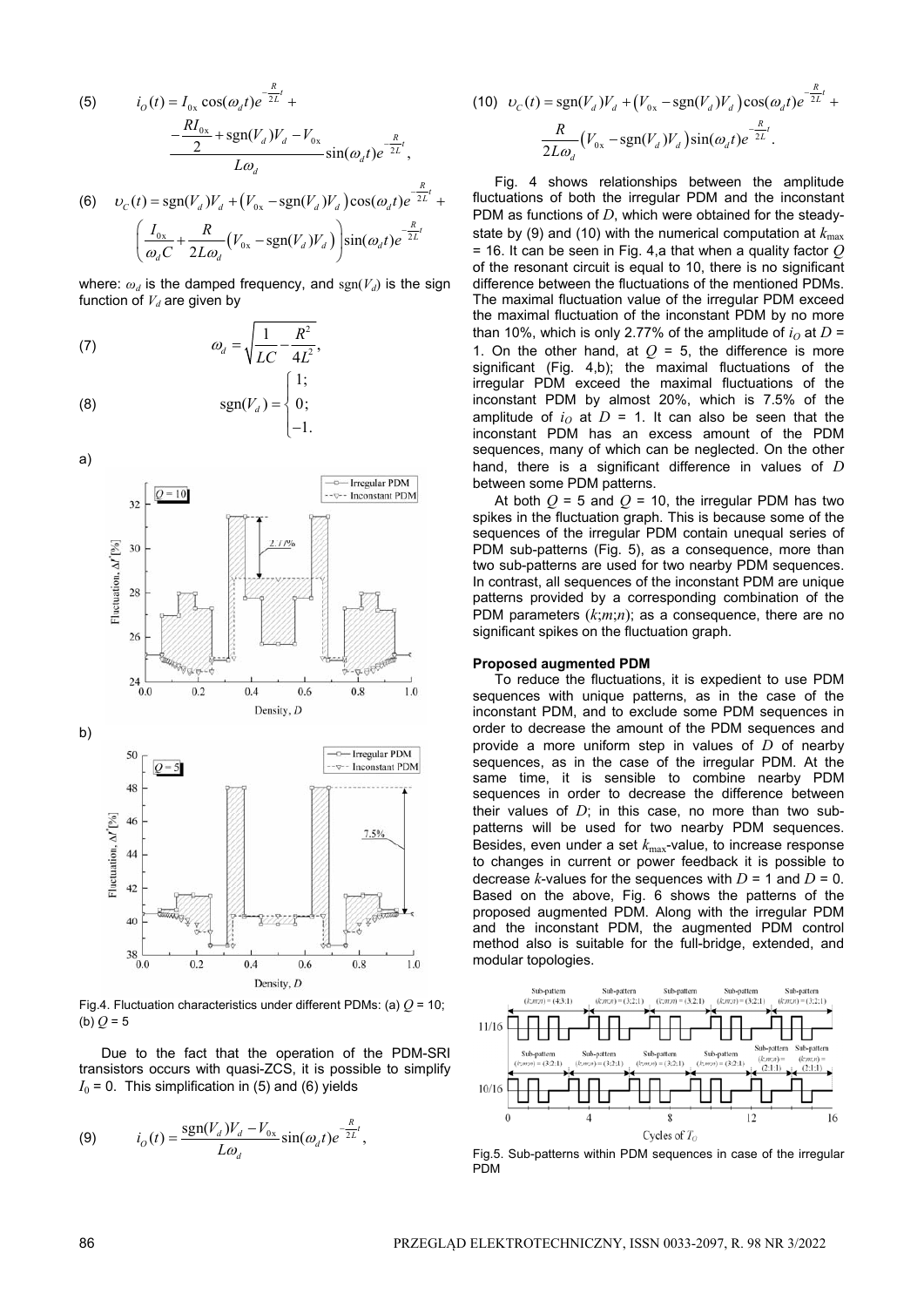$$(5)\qquad i_O(t) = I_{0x}\cos(\omega_d t)e^{-\frac{R}{2L}t} + \frac{-\frac{RI_{0x}}{2} + \mathrm{sgn}(V_d)V_d - V_{0x}}{L\omega_d}\sin(\omega_d t)e^{-\frac{R}{2L}t},$$

$$(6)\qquad \upsilon_C(t) = \mathrm{sgn}(V_d)V_d + \left(V_{0x} - \mathrm{sgn}(V_d)V_d\right)\cos(\omega_d t)e^{-\frac{R}{2L}t} + \left(\frac{I_{0x}}{\omega_d C} + \frac{R}{2L\omega_d}\left(V_{0x} - \mathrm{sgn}(V_d)V_d\right)\right)\sin(\omega_d t)e^{-\frac{R}{2L}t}$$

where: $\omega_d$ is the damped frequency, and $\mathrm{sgn}(V_d)$ is the sign function of $V_d$ are given by

$$(7)\qquad \omega_d = \sqrt{\frac{1}{LC} - \frac{R^2}{4L^2}},$$

$$(8)\qquad \mathrm{sgn}(V_d) = \begin{cases} 1; \\ 0; \\ -1. \end{cases}$$

Fig.4. Fluctuation characteristics under different PDMs: (a) $Q$ = 10; (b) $Q$ = 5

Due to the fact that the operation of the PDM-SRI transistors occurs with quasi-ZCS, it is possible to simplify $I_0 = 0$. This simplification in (5) and (6) yields

$$(9)\qquad i_O(t) = \frac{\mathrm{sgn}(V_d)V_d - V_{0x}}{L\omega_d}\sin(\omega_d t)e^{-\frac{R}{2L}t},$$

$$(10)\qquad \upsilon_C(t) = \mathrm{sgn}(V_d)V_d + \left(V_{0x} - \mathrm{sgn}(V_d)V_d\right)\cos(\omega_d t)e^{-\frac{R}{2L}t} + \frac{R}{2L\omega_d}\left(V_{0x} - \mathrm{sgn}(V_d)V_d\right)\sin(\omega_d t)e^{-\frac{R}{2L}t}.$$

Fig. 4 shows relationships between the amplitude fluctuations of both the irregular PDM and the inconstant PDM as functions of $D$, which were obtained for the steady-state by (9) and (10) with the numerical computation at $k_{\max}$ = 16. It can be seen in Fig. 4,a that when a quality factor $Q$ of the resonant circuit is equal to 10, there is no significant difference between the fluctuations of the mentioned PDMs. The maximal fluctuation value of the irregular PDM exceed the maximal fluctuation of the inconstant PDM by no more than 10%, which is only 2.77% of the amplitude of $i_O$ at $D$ = 1. On the other hand, at $Q$ = 5, the difference is more significant (Fig. 4,b); the maximal fluctuations of the irregular PDM exceed the maximal fluctuations of the inconstant PDM by almost 20%, which is 7.5% of the amplitude of $i_O$ at $D$ = 1. It can also be seen that the inconstant PDM has an excess amount of the PDM sequences, many of which can be neglected. On the other hand, there is a significant difference in values of $D$ between some PDM patterns.

At both $Q$ = 5 and $Q$ = 10, the irregular PDM has two spikes in the fluctuation graph. This is because some of the sequences of the irregular PDM contain usual series of PDM sub-patterns (Fig. 5), as a consequence, more than two sub-patterns are used for two nearby PDM sequences. In contrast, all sequences of the inconstant PDM are unique patterns provided by a corresponding combination of the PDM parameters ($k$;$m$;$n$); as a consequence, there are no significant spikes on the fluctuation graph.

#### Proposed augmented PDM

To reduce the fluctuations, it is expedient to use PDM sequences with unique patterns, as in the case of the inconstant PDM, and to exclude some PDM sequences in order to decrease the amount of the PDM sequences and provide a more uniform step in values of $D$ of nearby sequences, as in the case of the irregular PDM. At the same time, it is sensible to combine nearby PDM sequences in order to decrease the difference between their values of $D$; in this case, no more than two sub-patterns will be used for two nearby PDM sequences. Besides, even under a set $k_{\max}$-value, to increase response to changes in current or power feedback it is possible to decrease $k$-values for the sequences with $D$ = 1 and $D$ = 0. Based on the above, Fig. 6 shows the patterns of the proposed augmented PDM. Along with the irregular PDM and the inconstant PDM, the augmented PDM control method also is suitable for the full-bridge, extended, and modular topologies.

Fig.5. Sub-patterns within PDM sequences in case of the irregular PDM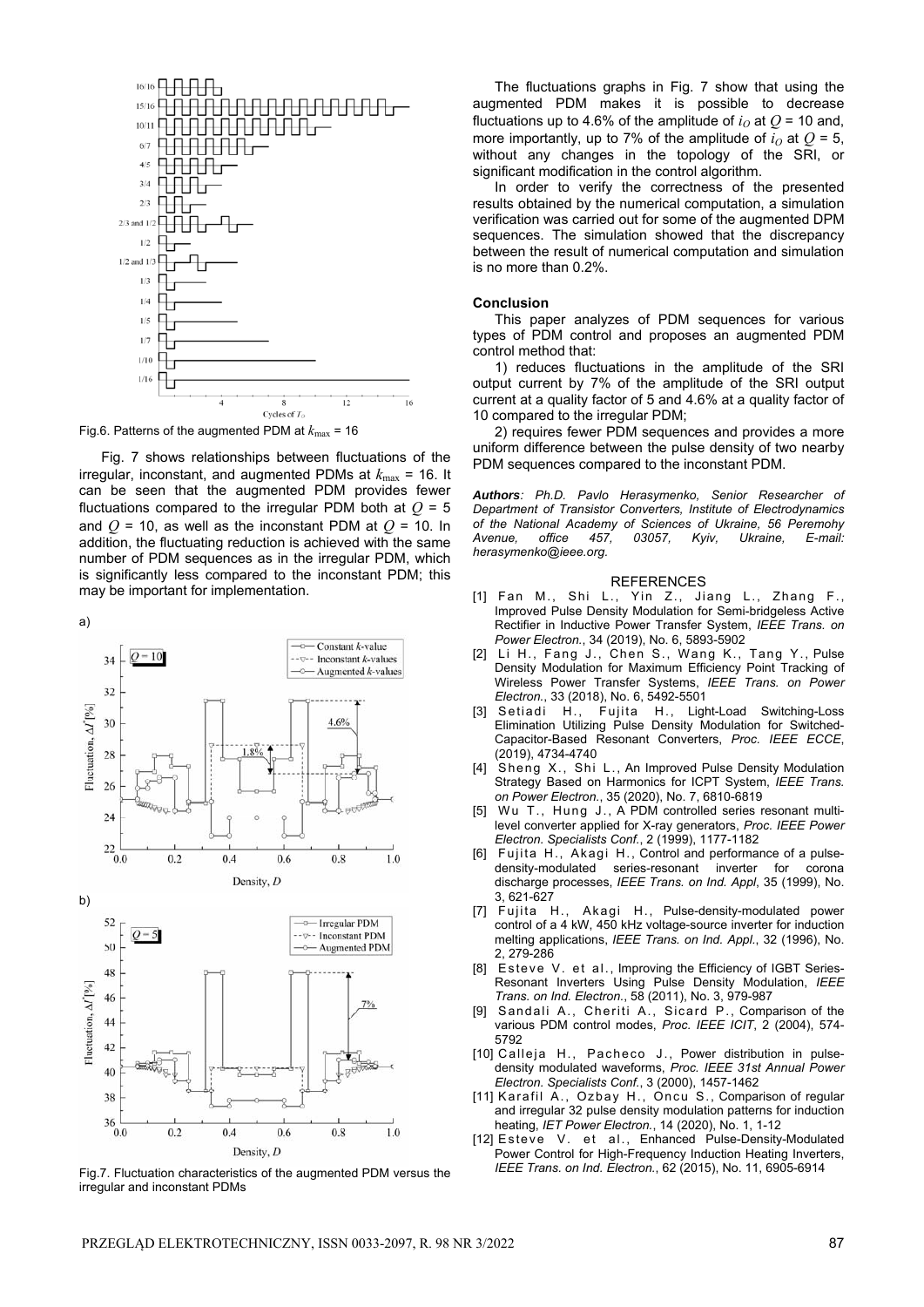Fig.6. Patterns of the augmented PDM at $k_{\max}$ = 16

Fig. 7 shows relationships between fluctuations of the irregular, inconstant, and augmented PDMs at $k_{\max}$ = 16. It can be seen that the augmented PDM provides fewer fluctuations compared to the irregular PDM both at $Q$ = 5 and $Q$ = 10, as well as the inconstant PDM at $Q$ = 10. In addition, the fluctuating reduction is achieved with the same number of PDM sequences as in the irregular PDM, which is significantly less compared to the inconstant PDM; this may be important for implementation.

Fig.7. Fluctuation characteristics of the augmented PDM versus the irregular and inconstant PDMs

The fluctuations graphs in Fig. 7 show that using the augmented PDM makes it is possible to decrease fluctuations up to 4.6% of the amplitude of $i_O$ at $Q$ = 10 and, more importantly, up to 7% of the amplitude of $i_O$ at $Q$ = 5, without any changes in the topology of the SRI, or significant modification in the control algorithm.

In order to verify the correctness of the presented results obtained by the numerical computation, a simulation verification was carried out for some of the augmented DPM sequences. The simulation showed that the discrepancy between the result of numerical computation and simulation is no more than 0.2%.

### Conclusion

This paper analyzes of PDM sequences for various types of PDM control and proposes an augmented PDM control method that:

1) reduces fluctuations in the amplitude of the SRI output current by 7% of the amplitude of the SRI output current at a quality factor of 5 and 4.6% at a quality factor of 10 compared to the irregular PDM;

2) requires fewer PDM sequences and provides a more uniform difference between the pulse density of two nearby PDM sequences compared to the inconstant PDM.

***Authors**: Ph.D. Pavlo Herasymenko, Senior Researcher of Department of Transistor Converters, Institute of Electrodynamics of the National Academy of Sciences of Ukraine, 56 Peremohy Avenue, office 457, 03057, Kyiv, Ukraine, E-mail: herasymenko@ieee.org.*

### REFERENCES

[1] Fan M., Shi L., Yin Z., Jiang L., Zhang F., Improved Pulse Density Modulation for Semi-bridgeless Active Rectifier in Inductive Power Transfer System, *IEEE Trans. on Power Electron.*, 34 (2019), No. 6, 5893-5902

[2] Li H., Fang J., Chen S., Wang K., Tang Y., Pulse Density Modulation for Maximum Efficiency Point Tracking of Wireless Power Transfer Systems, *IEEE Trans. on Power Electron.*, 33 (2018), No. 6, 5492-5501

[3] Setiadi H., Fujita H., Light-Load Switching-Loss Elimination Utilizing Pulse Density Modulation for Switched-Capacitor-Based Resonant Converters, *Proc. IEEE ECCE*, (2019), 4734-4740

[4] Sheng X., Shi L., An Improved Pulse Density Modulation Strategy Based on Harmonics for ICPT System, *IEEE Trans. on Power Electron.*, 35 (2020), No. 7, 6810-6819

[5] Wu T., Hung J., A PDM controlled series resonant multi-level converter applied for X-ray generators, *Proc. IEEE Power Electron. Specialists Conf.*, 2 (1999), 1177-1182

[6] Fujita H., Akagi H., Control and performance of a pulse-density-modulated series-resonant inverter for corona discharge processes, *IEEE Trans. on Ind. Appl*, 35 (1999), No. 3, 621-627

[7] Fujita H., Akagi H., Pulse-density-modulated power control of a 4 kW, 450 kHz voltage-source inverter for induction melting applications, *IEEE Trans. on Ind. Appl.*, 32 (1996), No. 2, 279-286

[8] Esteve V. et al., Improving the Efficiency of IGBT Series-Resonant Inverters Using Pulse Density Modulation, *IEEE Trans. on Ind. Electron.*, 58 (2011), No. 3, 979-987

[9] Sandali A., Cheriti A., Sicard P., Comparison of the various PDM control modes, *Proc. IEEE ICIT*, 2 (2004), 574-5792

[10] Calleja H., Pacheco J., Power distribution in pulse-density modulated waveforms, *Proc. IEEE 31st Annual Power Electron. Specialists Conf.*, 3 (2000), 1457-1462

[11] Karafil A., Ozbay H., Oncu S., Comparison of regular and irregular 32 pulse density modulation patterns for induction heating, *IET Power Electron.*, 14 (2020), No. 1, 1-12

[12] Esteve V. et al., Enhanced Pulse-Density-Modulated Power Control for High-Frequency Induction Heating Inverters, *IEEE Trans. on Ind. Electron.*, 62 (2015), No. 11, 6905-6914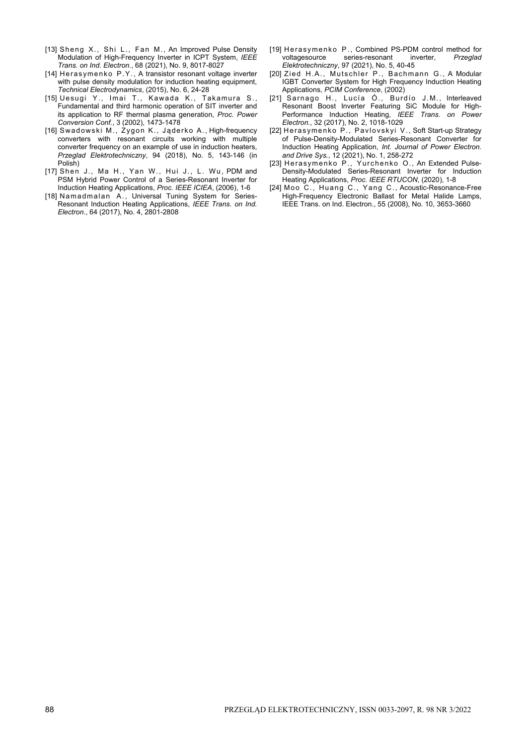[13] Sheng X., Shi L., Fan M., An Improved Pulse Density Modulation of High-Frequency Inverter in ICPT System, *IEEE Trans. on Ind. Electron.*, 68 (2021), No. 9, 8017-8027

[14] Herasymenko P.Y., A transistor resonant voltage inverter with pulse density modulation for induction heating equipment, *Technical Electrodynamics*, (2015), No. 6, 24-28

[15] Uesugi Y., Imai T., Kawada K., Takamura S., Fundamental and third harmonic operation of SIT inverter and its application to RF thermal plasma generation, *Proc. Power Conversion Conf.*, 3 (2002), 1473-1478

[16] Swadowski M., Żygon K., Jąderko A., High-frequency converters with resonant circuits working with multiple converter frequency on an example of use in induction heaters, *Przeglad Elektrotechniczny*, 94 (2018), No. 5, 143-146 (in Polish)

[17] Shen J., Ma H., Yan W., Hui J., L. Wu, PDM and PSM Hybrid Power Control of a Series-Resonant Inverter for Induction Heating Applications, *Proc. IEEE ICIEA*, (2006), 1-6

[18] Namadmalan A., Universal Tuning System for Series-Resonant Induction Heating Applications, *IEEE Trans. on Ind. Electron.*, 64 (2017), No. 4, 2801-2808

[19] Herasymenko P., Combined PS-PDM control method for voltagesource series-resonant inverter, *Przeglad Elektrotechniczny*, 97 (2021), No. 5, 40-45

[20] Zied H.A., Mutschler P., Bachmann G., A Modular IGBT Converter System for High Frequency Induction Heating Applications, *PCIM Conference*, (2002)

[21] Sarnago H., Lucía Ó., Burdío J.M., Interleaved Resonant Boost Inverter Featuring SiC Module for High-Performance Induction Heating, *IEEE Trans. on Power Electron.*, 32 (2017), No. 2, 1018-1029

[22] Herasymenko P., Pavlovskyi V., Soft Start-up Strategy of Pulse-Density-Modulated Series-Resonant Converter for Induction Heating Application, *Int. Journal of Power Electron. and Drive Sys.*, 12 (2021), No. 1, 258-272

[23] Herasymenko P., Yurchenko O., An Extended Pulse-Density-Modulated Series-Resonant Inverter for Induction Heating Applications, *Proc. IEEE RTUCON*, (2020), 1-8

[24] Moo C., Huang C., Yang C., Acoustic-Resonance-Free High-Frequency Electronic Ballast for Metal Halide Lamps, IEEE Trans. on Ind. Electron., 55 (2008), No. 10, 3653-3660